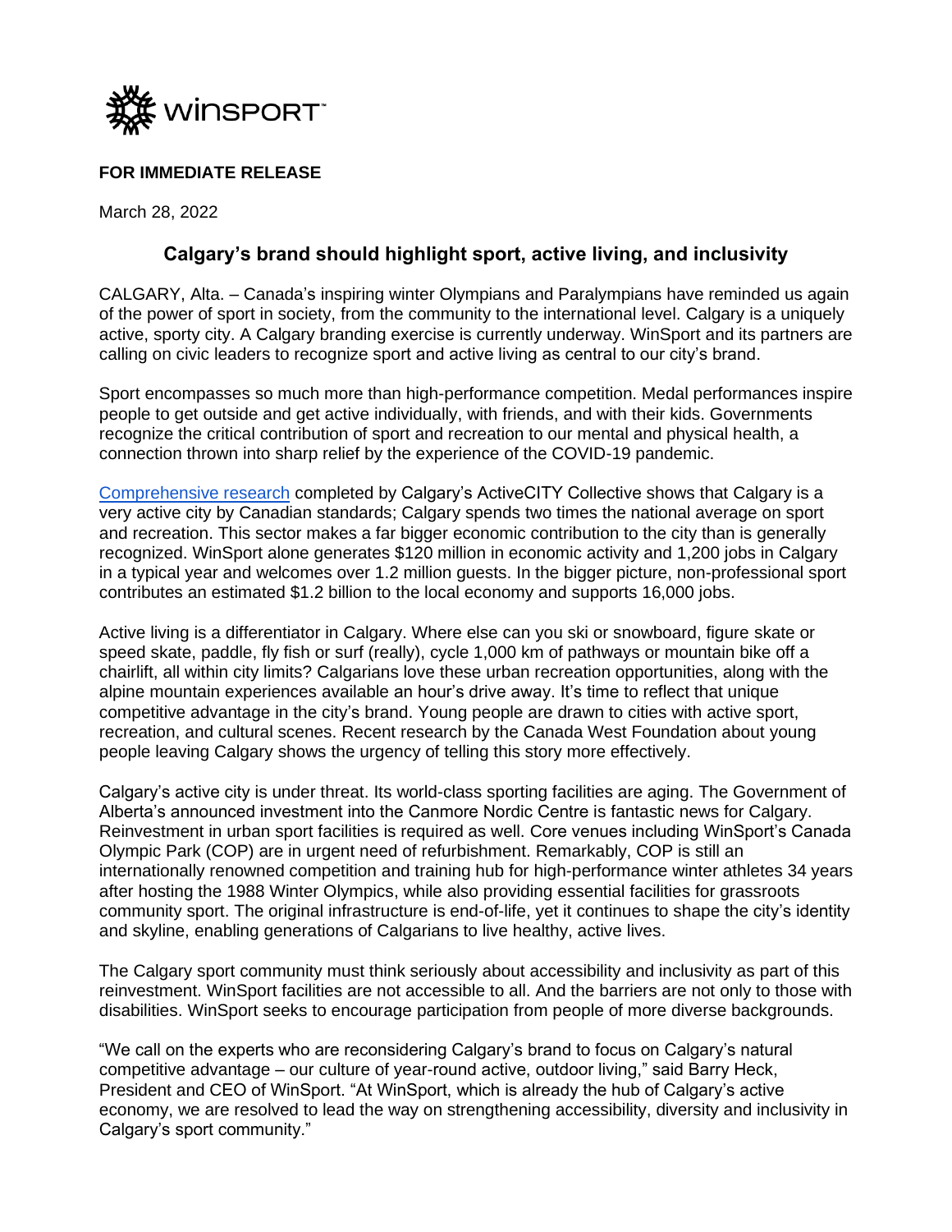**FOR IMMEDIATE RELEASE**

March 28, 2022

## Calgary's brand should highlight sport, active living, and inclusivity

CALGARY, Alta. – Canada's inspiring winter Olympians and Paralympians have reminded us again of the power of sport in society, from the community to the international level. Calgary is a uniquely active, sporty city. A Calgary branding exercise is currently underway. WinSport and its partners are calling on civic leaders to recognize sport and active living as central to our city's brand.

Sport encompasses so much more than high-performance competition. Medal performances inspire people to get outside and get active individually, with friends, and with their kids. Governments recognize the critical contribution of sport and recreation to our mental and physical health, a connection thrown into sharp relief by the experience of the COVID-19 pandemic.

Comprehensive research completed by Calgary's ActiveCITY Collective shows that Calgary is a very active city by Canadian standards; Calgary spends two times the national average on sport and recreation. This sector makes a far bigger economic contribution to the city than is generally recognized. WinSport alone generates $120 million in economic activity and 1,200 jobs in Calgary in a typical year and welcomes over 1.2 million guests. In the bigger picture, non-professional sport contributes an estimated $1.2 billion to the local economy and supports 16,000 jobs.

Active living is a differentiator in Calgary. Where else can you ski or snowboard, figure skate or speed skate, paddle, fly fish or surf (really), cycle 1,000 km of pathways or mountain bike off a chairlift, all within city limits? Calgarians love these urban recreation opportunities, along with the alpine mountain experiences available an hour's drive away. It's time to reflect that unique competitive advantage in the city's brand. Young people are drawn to cities with active sport, recreation, and cultural scenes. Recent research by the Canada West Foundation about young people leaving Calgary shows the urgency of telling this story more effectively.

Calgary's active city is under threat. Its world-class sporting facilities are aging. The Government of Alberta's announced investment into the Canmore Nordic Centre is fantastic news for Calgary. Reinvestment in urban sport facilities is required as well. Core venues including WinSport's Canada Olympic Park (COP) are in urgent need of refurbishment. Remarkably, COP is still an internationally renowned competition and training hub for high-performance winter athletes 34 years after hosting the 1988 Winter Olympics, while also providing essential facilities for grassroots community sport. The original infrastructure is end-of-life, yet it continues to shape the city's identity and skyline, enabling generations of Calgarians to live healthy, active lives.

The Calgary sport community must think seriously about accessibility and inclusivity as part of this reinvestment. WinSport facilities are not accessible to all. And the barriers are not only to those with disabilities. WinSport seeks to encourage participation from people of more diverse backgrounds.

"We call on the experts who are reconsidering Calgary's brand to focus on Calgary's natural competitive advantage – our culture of year-round active, outdoor living," said Barry Heck, President and CEO of WinSport. "At WinSport, which is already the hub of Calgary's active economy, we are resolved to lead the way on strengthening accessibility, diversity and inclusivity in Calgary's sport community."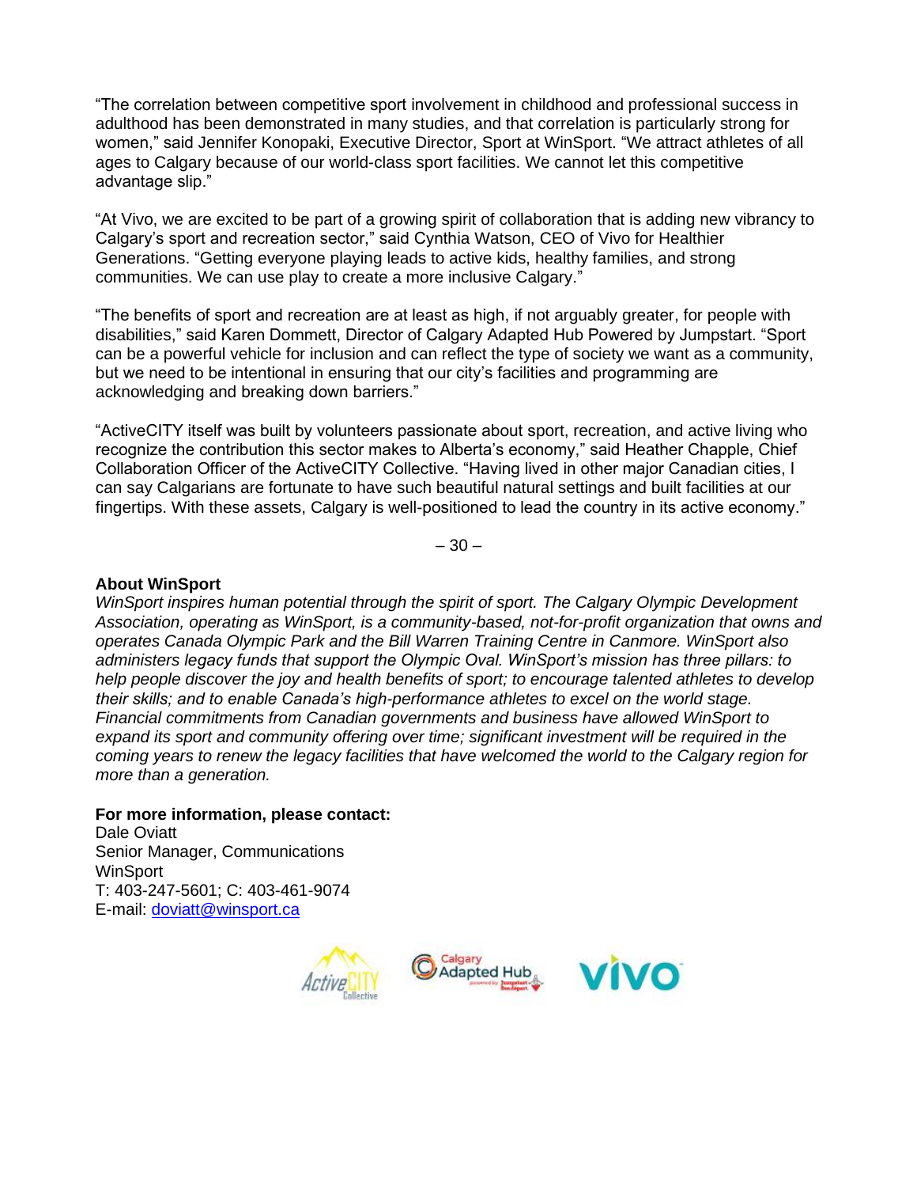"The correlation between competitive sport involvement in childhood and professional success in adulthood has been demonstrated in many studies, and that correlation is particularly strong for women," said Jennifer Konopaki, Executive Director, Sport at WinSport. "We attract athletes of all ages to Calgary because of our world-class sport facilities. We cannot let this competitive advantage slip."

"At Vivo, we are excited to be part of a growing spirit of collaboration that is adding new vibrancy to Calgary's sport and recreation sector," said Cynthia Watson, CEO of Vivo for Healthier Generations. "Getting everyone playing leads to active kids, healthy families, and strong communities. We can use play to create a more inclusive Calgary."

"The benefits of sport and recreation are at least as high, if not arguably greater, for people with disabilities," said Karen Dommett, Director of Calgary Adapted Hub Powered by Jumpstart. "Sport can be a powerful vehicle for inclusion and can reflect the type of society we want as a community, but we need to be intentional in ensuring that our city's facilities and programming are acknowledging and breaking down barriers."

"ActiveCITY itself was built by volunteers passionate about sport, recreation, and active living who recognize the contribution this sector makes to Alberta's economy," said Heather Chapple, Chief Collaboration Officer of the ActiveCITY Collective. "Having lived in other major Canadian cities, I can say Calgarians are fortunate to have such beautiful natural settings and built facilities at our fingertips. With these assets, Calgary is well-positioned to lead the country in its active economy."

– 30 –

**About WinSport**

*WinSport inspires human potential through the spirit of sport. The Calgary Olympic Development Association, operating as WinSport, is a community-based, not-for-profit organization that owns and operates Canada Olympic Park and the Bill Warren Training Centre in Canmore. WinSport also administers legacy funds that support the Olympic Oval. WinSport's mission has three pillars: to help people discover the joy and health benefits of sport; to encourage talented athletes to develop their skills; and to enable Canada's high-performance athletes to excel on the world stage. Financial commitments from Canadian governments and business have allowed WinSport to expand its sport and community offering over time; significant investment will be required in the coming years to renew the legacy facilities that have welcomed the world to the Calgary region for more than a generation.*

**For more information, please contact:**

Dale Oviatt
Senior Manager, Communications
WinSport
T: 403-247-5601; C: 403-461-9074
E-mail: doviatt@winsport.ca

ActiveCITY Collective | Calgary Adapted Hub | vivo